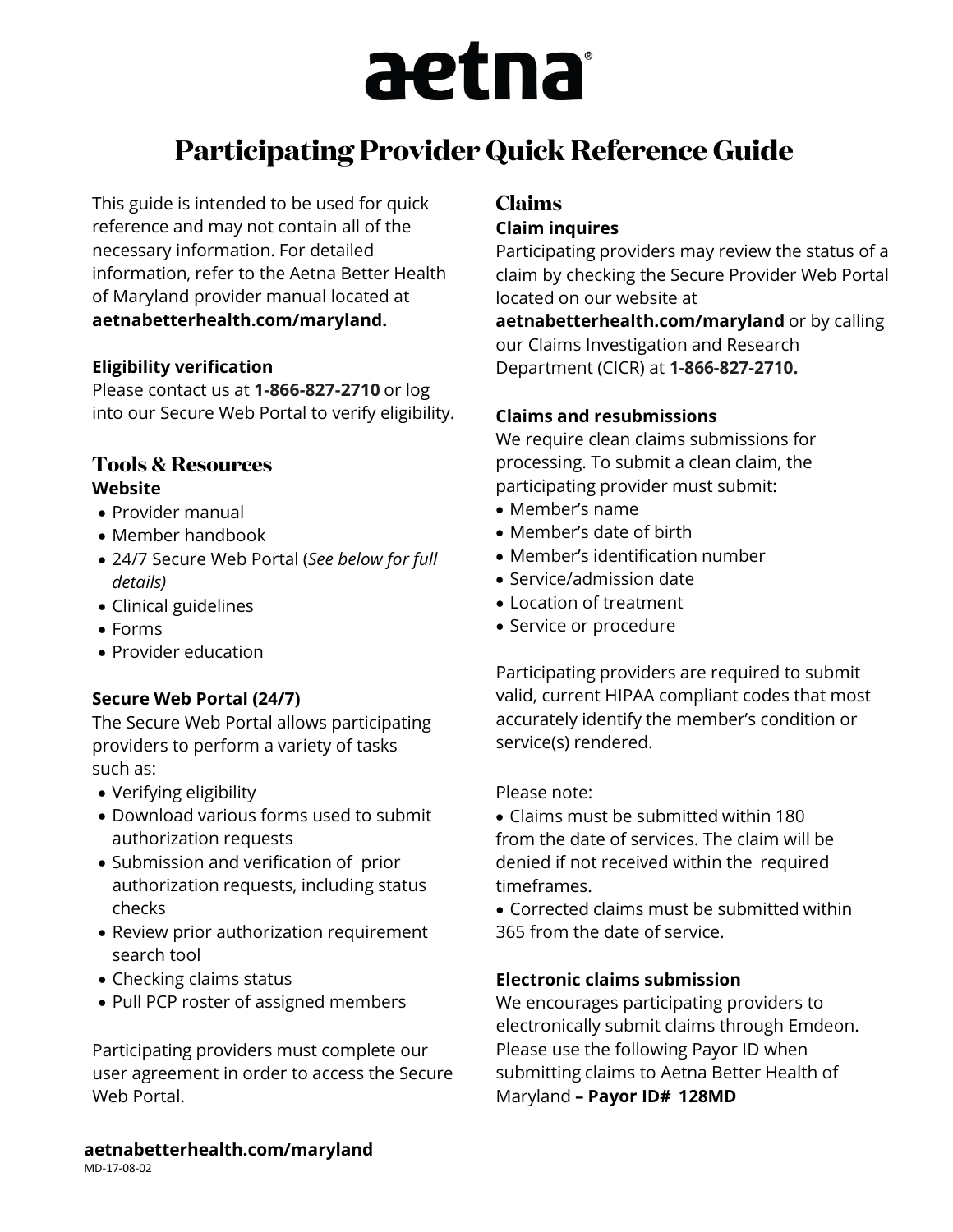# aetna

# Participating Provider Quick Reference Guide

This guide is intended to be used for quick reference and may not contain all of the necessary information. For detailed information, refer to the Aetna Better Health of Maryland provider manual located at **aetnabetterhealth.com/maryland.**

**Eligibility verification**

Please contact us at **1-866-827-2710** or log into our Secure Web Portal to verify eligibility.

## Tools & Resources

**Website**

- Provider manual
- Member handbook
- 24/7 Secure Web Portal (*See below for full details)*
- Clinical guidelines
- Forms
- Provider education

**Secure Web Portal (24/7)**

The Secure Web Portal allows participating providers to perform a variety of tasks such as:

- Verifying eligibility
- Download various forms used to submit authorization requests
- Submission and verification of prior authorization requests, including status checks
- Review prior authorization requirement search tool
- Checking claims status
- Pull PCP roster of assigned members

Participating providers must complete our user agreement in order to access the Secure Web Portal.

## Claims

**Claim inquires**

Participating providers may review the status of a claim by checking the Secure Provider Web Portal located on our website at **aetnabetterhealth.com/maryland** or by calling our Claims Investigation and Research Department (CICR) at **1-866-827-2710.**

**Claims and resubmissions**

We require clean claims submissions for processing. To submit a clean claim, the participating provider must submit:

- Member's name
- Member's date of birth
- Member's identification number
- Service/admission date
- Location of treatment
- Service or procedure

Participating providers are required to submit valid, current HIPAA compliant codes that most accurately identify the member's condition or service(s) rendered.

Please note:

- Claims must be submitted within 180 from the date of services. The claim will be denied if not received within the required timeframes.
- Corrected claims must be submitted within 365 from the date of service.

**Electronic claims submission**

We encourages participating providers to electronically submit claims through Emdeon. Please use the following Payor ID when submitting claims to Aetna Better Health of Maryland **– Payor ID# 128MD**

**aetnabetterhealth.com/maryland**

MD-17-08-02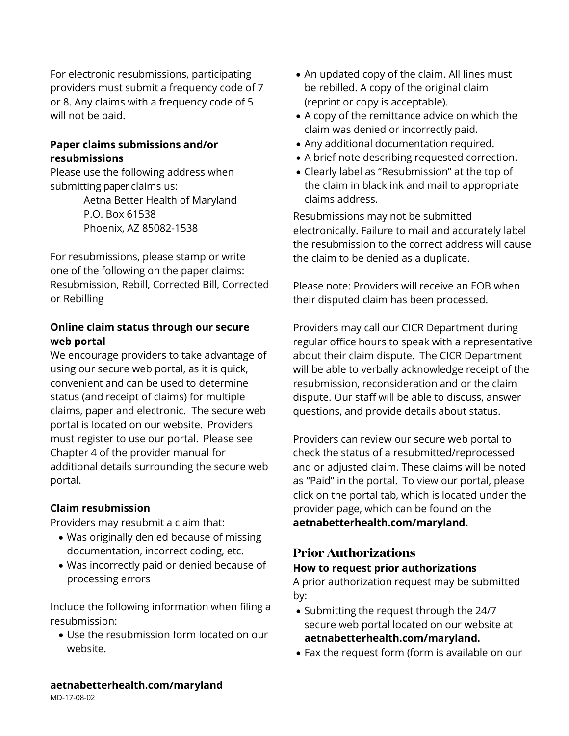For electronic resubmissions, participating providers must submit a frequency code of 7 or 8. Any claims with a frequency code of 5 will not be paid.

**Paper claims submissions and/or resubmissions**

Please use the following address when submitting paper claims us:

Aetna Better Health of Maryland
P.O. Box 61538
Phoenix, AZ 85082-1538

For resubmissions, please stamp or write one of the following on the paper claims: Resubmission, Rebill, Corrected Bill, Corrected or Rebilling

**Online claim status through our secure web portal**

We encourage providers to take advantage of using our secure web portal, as it is quick, convenient and can be used to determine status (and receipt of claims) for multiple claims, paper and electronic. The secure web portal is located on our website. Providers must register to use our portal. Please see Chapter 4 of the provider manual for additional details surrounding the secure web portal.

**Claim resubmission**

Providers may resubmit a claim that:

- Was originally denied because of missing documentation, incorrect coding, etc.
- Was incorrectly paid or denied because of processing errors

Include the following information when filing a resubmission:

- Use the resubmission form located on our website.
- An updated copy of the claim. All lines must be rebilled. A copy of the original claim (reprint or copy is acceptable).
- A copy of the remittance advice on which the claim was denied or incorrectly paid.
- Any additional documentation required.
- A brief note describing requested correction.
- Clearly label as "Resubmission" at the top of the claim in black ink and mail to appropriate claims address.

Resubmissions may not be submitted electronically. Failure to mail and accurately label the resubmission to the correct address will cause the claim to be denied as a duplicate.

Please note: Providers will receive an EOB when their disputed claim has been processed.

Providers may call our CICR Department during regular office hours to speak with a representative about their claim dispute. The CICR Department will be able to verbally acknowledge receipt of the resubmission, reconsideration and or the claim dispute. Our staff will be able to discuss, answer questions, and provide details about status.

Providers can review our secure web portal to check the status of a resubmitted/reprocessed and or adjusted claim. These claims will be noted as "Paid" in the portal. To view our portal, please click on the portal tab, which is located under the provider page, which can be found on the **aetnabetterhealth.com/maryland.**

## Prior Authorizations

**How to request prior authorizations**

A prior authorization request may be submitted by:

- Submitting the request through the 24/7 secure web portal located on our website at **aetnabetterhealth.com/maryland.**
- Fax the request form (form is available on our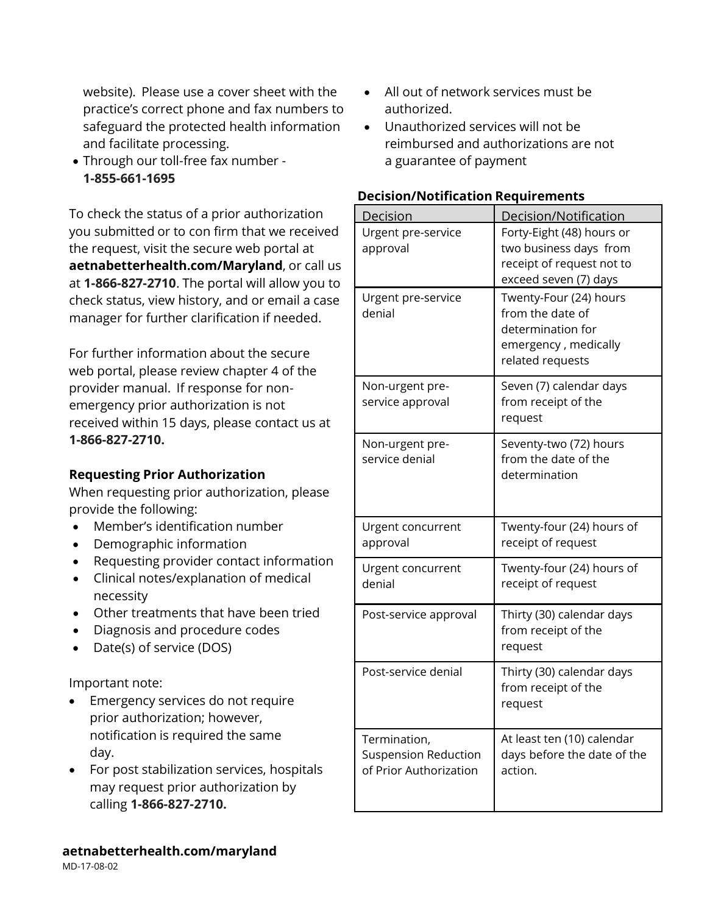website). Please use a cover sheet with the practice's correct phone and fax numbers to safeguard the protected health information and facilitate processing.

- Through our toll-free fax number - **1-855-661-1695**

To check the status of a prior authorization you submitted or to con firm that we received the request, visit the secure web portal at **aetnabetterhealth.com/Maryland**, or call us at **1-866-827-2710**. The portal will allow you to check status, view history, and or email a case manager for further clarification if needed.

For further information about the secure web portal, please review chapter 4 of the provider manual. If response for non-emergency prior authorization is not received within 15 days, please contact us at **1-866-827-2710.**

**Requesting Prior Authorization**

When requesting prior authorization, please provide the following:

- Member's identification number
- Demographic information
- Requesting provider contact information
- Clinical notes/explanation of medical necessity
- Other treatments that have been tried
- Diagnosis and procedure codes
- Date(s) of service (DOS)

Important note:

- Emergency services do not require prior authorization; however, notification is required the same day.
- For post stabilization services, hospitals may request prior authorization by calling **1-866-827-2710.**
- All out of network services must be authorized.
- Unauthorized services will not be reimbursed and authorizations are not a guarantee of payment

**Decision/Notification Requirements**

| Decision | Decision/Notification |
| --- | --- |
| Urgent pre-service approval | Forty-Eight (48) hours or two business days from receipt of request not to exceed seven (7) days |
| Urgent pre-service denial | Twenty-Four (24) hours from the date of determination for emergency , medically related requests |
| Non-urgent pre-service approval | Seven (7) calendar days from receipt of the request |
| Non-urgent pre-service denial | Seventy-two (72) hours from the date of the determination |
| Urgent concurrent approval | Twenty-four (24) hours of receipt of request |
| Urgent concurrent denial | Twenty-four (24) hours of receipt of request |
| Post-service approval | Thirty (30) calendar days from receipt of the request |
| Post-service denial | Thirty (30) calendar days from receipt of the request |
| Termination, Suspension Reduction of Prior Authorization | At least ten (10) calendar days before the date of the action. |

**aetnabetterhealth.com/maryland**

MD-17-08-02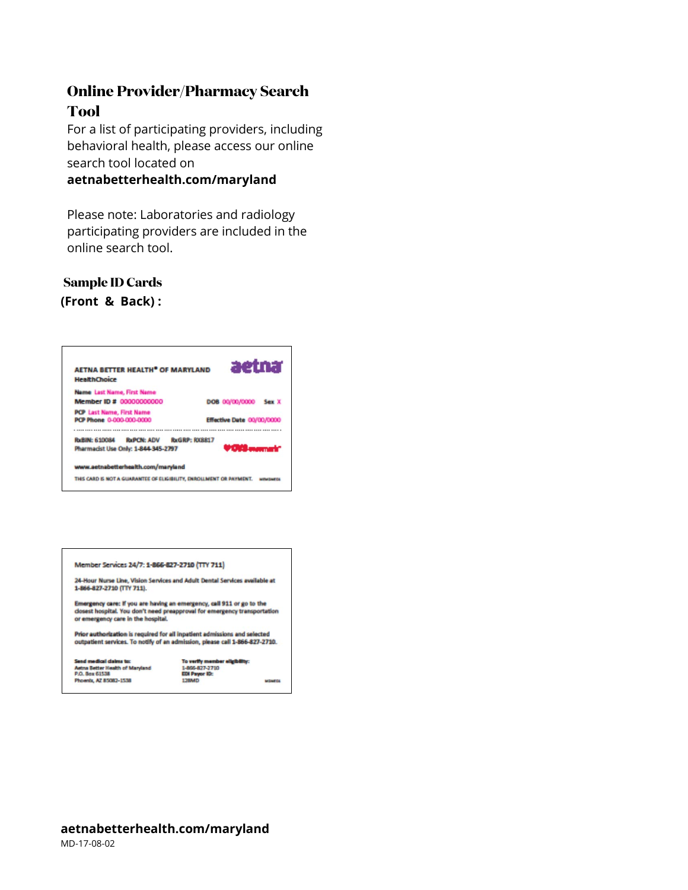## Online Provider/Pharmacy Search Tool

For a list of participating providers, including behavioral health, please access our online search tool located on **aetnabetterhealth.com/maryland**

Please note: Laboratories and radiology participating providers are included in the online search tool.

## Sample ID Cards

**(Front & Back) :**

AETNA BETTER HEALTH® OF MARYLAND
HealthChoice

aetna

Name Last Name, First Name
Member ID # 00000000000
DOB 00/00/0000 Sex X
PCP Last Name, First Name
PCP Phone 0-000-000-0000
Effective Date 00/00/0000

RxBIN: 610084 RxPCN: ADV RxGRP: RX8817
Pharmacist Use Only: 1-844-345-2797

CVS caremark

www.aetnabetterhealth.com/maryland

THIS CARD IS NOT A GUARANTEE OF ELIGIBILITY, ENROLLMENT OR PAYMENT.

Member Services 24/7: 1-866-827-2710 (TTY 711)

24-Hour Nurse Line, Vision Services and Adult Dental Services available at 1-866-827-2710 (TTY 711).

Emergency care: If you are having an emergency, call 911 or go to the closest hospital. You don't need preapproval for emergency transportation or emergency care in the hospital.

Prior authorization is required for all inpatient admissions and selected outpatient services. To notify of an admission, please call 1-866-827-2710.

Send medical claims to:
Aetna Better Health of Maryland
P.O. Box 61538
Phoenix, AZ 85082-1538

To verify member eligibility:
1-866-827-2710
EDI Payor ID:
128MD

**aetnabetterhealth.com/maryland**

MD-17-08-02